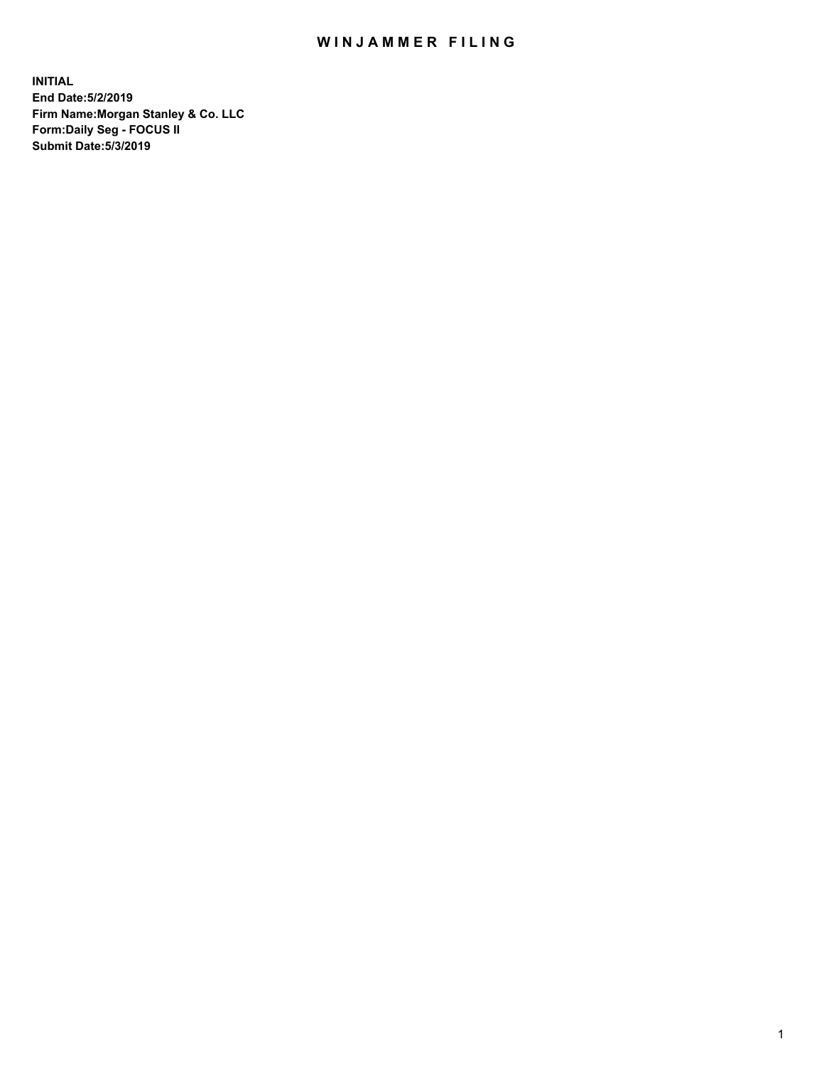# WINJAMMER FILING

**INITIAL**
**End Date:5/2/2019**
**Firm Name:Morgan Stanley & Co. LLC**
**Form:Daily Seg - FOCUS II**
**Submit Date:5/3/2019**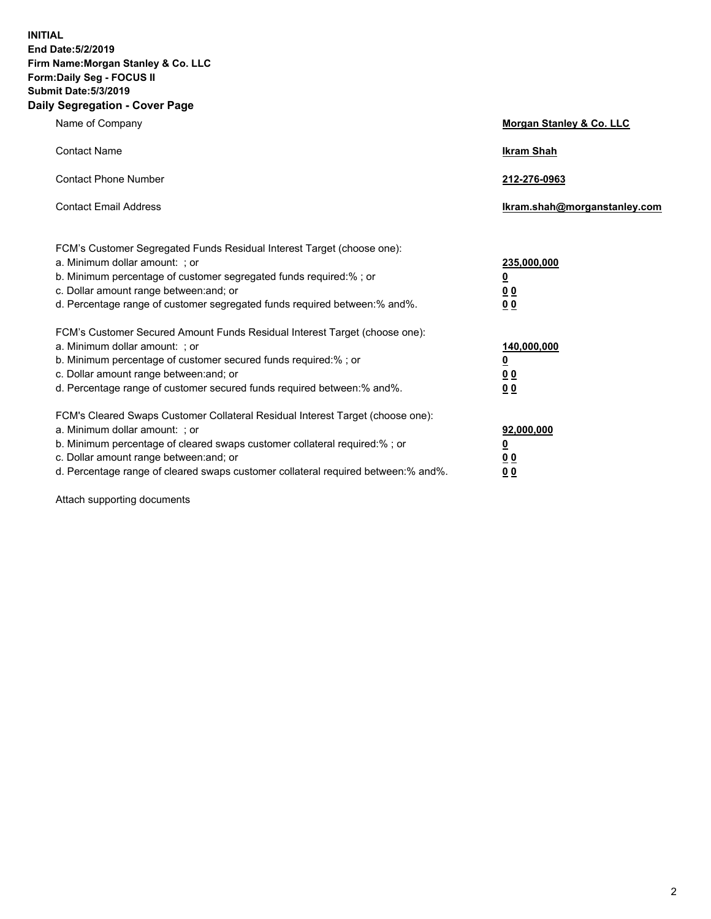**INITIAL**
**End Date:5/2/2019**
**Firm Name:Morgan Stanley & Co. LLC**
**Form:Daily Seg - FOCUS II**
**Submit Date:5/3/2019**

## Daily Segregation - Cover Page

| | |
|---|---|
| Name of Company | **Morgan Stanley & Co. LLC** |
| Contact Name | **Ikram Shah** |
| Contact Phone Number | **212-276-0963** |
| Contact Email Address | **Ikram.shah@morganstanley.com** |

| | |
|---|---|
| FCM's Customer Segregated Funds Residual Interest Target (choose one): | |
| a. Minimum dollar amount: ; or | **235,000,000** |
| b. Minimum percentage of customer segregated funds required:% ; or | **0** |
| c. Dollar amount range between:and; or | **0 0** |
| d. Percentage range of customer segregated funds required between:% and%. | **0 0** |
| FCM's Customer Secured Amount Funds Residual Interest Target (choose one): | |
| a. Minimum dollar amount: ; or | **140,000,000** |
| b. Minimum percentage of customer secured funds required:% ; or | **0** |
| c. Dollar amount range between:and; or | **0 0** |
| d. Percentage range of customer secured funds required between:% and%. | **0 0** |
| FCM's Cleared Swaps Customer Collateral Residual Interest Target (choose one): | |
| a. Minimum dollar amount: ; or | **92,000,000** |
| b. Minimum percentage of cleared swaps customer collateral required:% ; or | **0** |
| c. Dollar amount range between:and; or | **0 0** |
| d. Percentage range of cleared swaps customer collateral required between:% and%. | **0 0** |

Attach supporting documents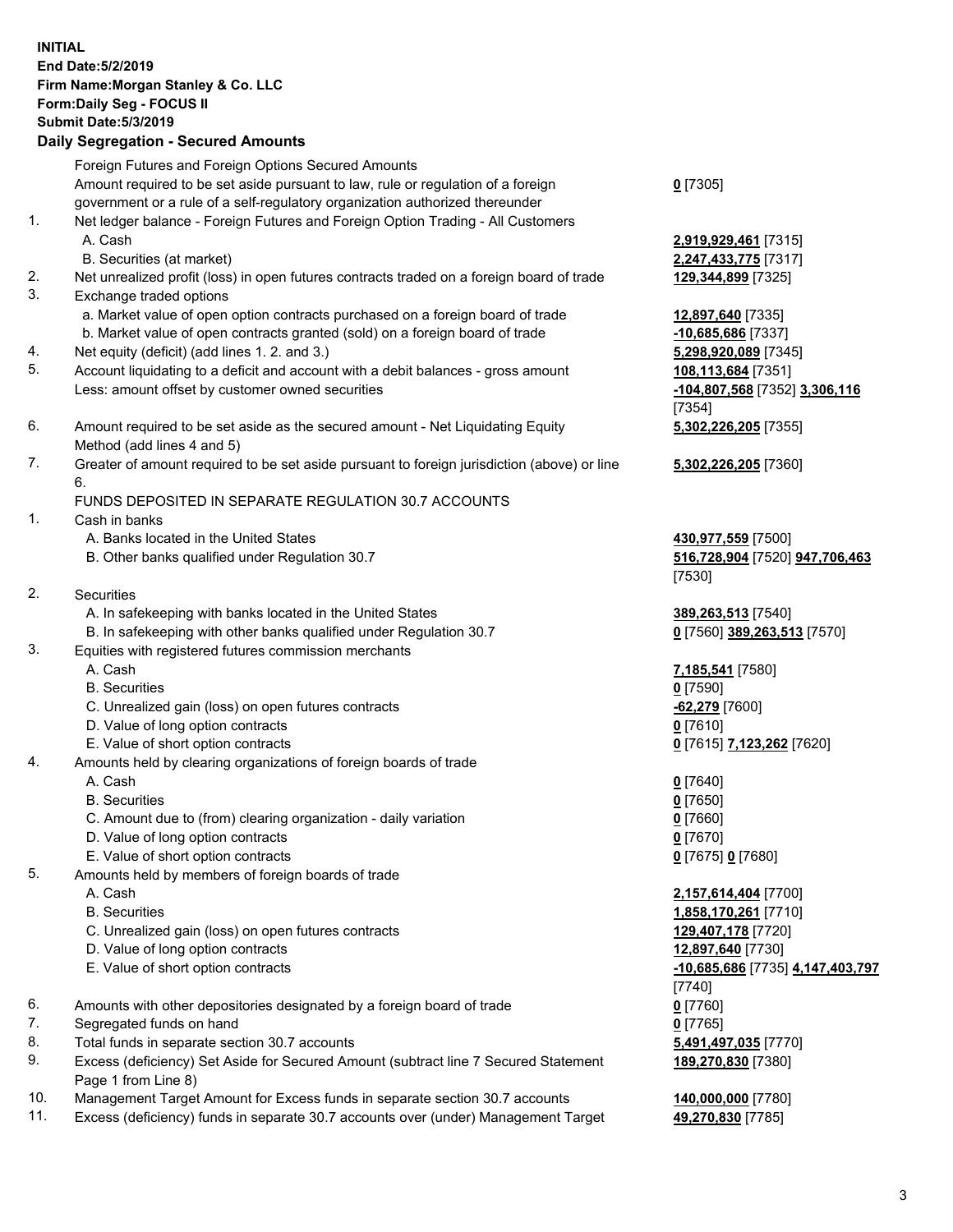**INITIAL**
**End Date:5/2/2019**
**Firm Name:Morgan Stanley & Co. LLC**
**Form:Daily Seg - FOCUS II**
**Submit Date:5/3/2019**

**Daily Segregation - Secured Amounts**

| | | |
|---|---|---|
| | Foreign Futures and Foreign Options Secured Amounts | |
| | Amount required to be set aside pursuant to law, rule or regulation of a foreign government or a rule of a self-regulatory organization authorized thereunder | **0** [7305] |
| 1. | Net ledger balance - Foreign Futures and Foreign Option Trading - All Customers | |
| | A. Cash | **2,919,929,461** [7315] |
| | B. Securities (at market) | **2,247,433,775** [7317] |
| 2. | Net unrealized profit (loss) in open futures contracts traded on a foreign board of trade | **129,344,899** [7325] |
| 3. | Exchange traded options | |
| | a. Market value of open option contracts purchased on a foreign board of trade | **12,897,640** [7335] |
| | b. Market value of open contracts granted (sold) on a foreign board of trade | **-10,685,686** [7337] |
| 4. | Net equity (deficit) (add lines 1. 2. and 3.) | **5,298,920,089** [7345] |
| 5. | Account liquidating to a deficit and account with a debit balances - gross amount | **108,113,684** [7351] |
| | Less: amount offset by customer owned securities | **-104,807,568** [7352] **3,306,116** [7354] |
| 6. | Amount required to be set aside as the secured amount - Net Liquidating Equity Method (add lines 4 and 5) | **5,302,226,205** [7355] |
| 7. | Greater of amount required to be set aside pursuant to foreign jurisdiction (above) or line 6. | **5,302,226,205** [7360] |
| | FUNDS DEPOSITED IN SEPARATE REGULATION 30.7 ACCOUNTS | |
| 1. | Cash in banks | |
| | A. Banks located in the United States | **430,977,559** [7500] |
| | B. Other banks qualified under Regulation 30.7 | **516,728,904** [7520] **947,706,463** [7530] |
| 2. | Securities | |
| | A. In safekeeping with banks located in the United States | **389,263,513** [7540] |
| | B. In safekeeping with other banks qualified under Regulation 30.7 | **0** [7560] **389,263,513** [7570] |
| 3. | Equities with registered futures commission merchants | |
| | A. Cash | **7,185,541** [7580] |
| | B. Securities | **0** [7590] |
| | C. Unrealized gain (loss) on open futures contracts | **-62,279** [7600] |
| | D. Value of long option contracts | **0** [7610] |
| | E. Value of short option contracts | **0** [7615] **7,123,262** [7620] |
| 4. | Amounts held by clearing organizations of foreign boards of trade | |
| | A. Cash | **0** [7640] |
| | B. Securities | **0** [7650] |
| | C. Amount due to (from) clearing organization - daily variation | **0** [7660] |
| | D. Value of long option contracts | **0** [7670] |
| | E. Value of short option contracts | **0** [7675] **0** [7680] |
| 5. | Amounts held by members of foreign boards of trade | |
| | A. Cash | **2,157,614,404** [7700] |
| | B. Securities | **1,858,170,261** [7710] |
| | C. Unrealized gain (loss) on open futures contracts | **129,407,178** [7720] |
| | D. Value of long option contracts | **12,897,640** [7730] |
| | E. Value of short option contracts | **-10,685,686** [7735] **4,147,403,797** [7740] |
| 6. | Amounts with other depositories designated by a foreign board of trade | **0** [7760] |
| 7. | Segregated funds on hand | **0** [7765] |
| 8. | Total funds in separate section 30.7 accounts | **5,491,497,035** [7770] |
| 9. | Excess (deficiency) Set Aside for Secured Amount (subtract line 7 Secured Statement Page 1 from Line 8) | **189,270,830** [7380] |
| 10. | Management Target Amount for Excess funds in separate section 30.7 accounts | **140,000,000** [7780] |
| 11. | Excess (deficiency) funds in separate 30.7 accounts over (under) Management Target | **49,270,830** [7785] |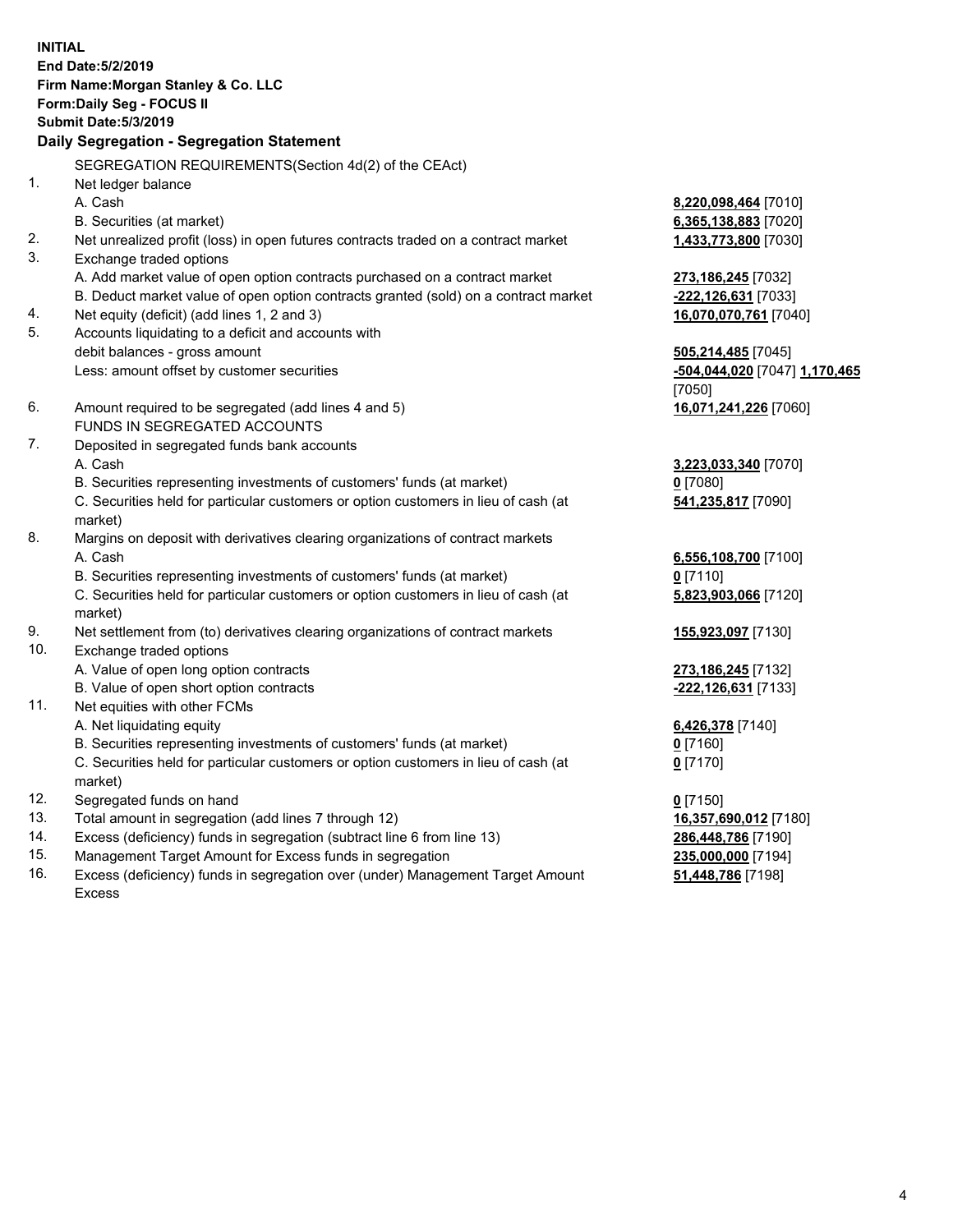**INITIAL**
**End Date:5/2/2019**
**Firm Name:Morgan Stanley & Co. LLC**
**Form:Daily Seg - FOCUS II**
**Submit Date:5/3/2019**

## Daily Segregation - Segregation Statement

SEGREGATION REQUIREMENTS(Section 4d(2) of the CEAct)

| | | |
|---|---|---|
| 1. | Net ledger balance | |
| | A. Cash | **8,220,098,464** [7010] |
| | B. Securities (at market) | **6,365,138,883** [7020] |
| 2. | Net unrealized profit (loss) in open futures contracts traded on a contract market | **1,433,773,800** [7030] |
| 3. | Exchange traded options | |
| | A. Add market value of open option contracts purchased on a contract market | **273,186,245** [7032] |
| | B. Deduct market value of open option contracts granted (sold) on a contract market | **-222,126,631** [7033] |
| 4. | Net equity (deficit) (add lines 1, 2 and 3) | **16,070,070,761** [7040] |
| 5. | Accounts liquidating to a deficit and accounts with debit balances - gross amount | **505,214,485** [7045] |
| | Less: amount offset by customer securities | **-504,044,020** [7047] **1,170,465** [7050] |
| 6. | Amount required to be segregated (add lines 4 and 5) | **16,071,241,226** [7060] |
| | FUNDS IN SEGREGATED ACCOUNTS | |
| 7. | Deposited in segregated funds bank accounts | |
| | A. Cash | **3,223,033,340** [7070] |
| | B. Securities representing investments of customers' funds (at market) | **0** [7080] |
| | C. Securities held for particular customers or option customers in lieu of cash (at market) | **541,235,817** [7090] |
| 8. | Margins on deposit with derivatives clearing organizations of contract markets | |
| | A. Cash | **6,556,108,700** [7100] |
| | B. Securities representing investments of customers' funds (at market) | **0** [7110] |
| | C. Securities held for particular customers or option customers in lieu of cash (at market) | **5,823,903,066** [7120] |
| 9. | Net settlement from (to) derivatives clearing organizations of contract markets | **155,923,097** [7130] |
| 10. | Exchange traded options | |
| | A. Value of open long option contracts | **273,186,245** [7132] |
| | B. Value of open short option contracts | **-222,126,631** [7133] |
| 11. | Net equities with other FCMs | |
| | A. Net liquidating equity | **6,426,378** [7140] |
| | B. Securities representing investments of customers' funds (at market) | **0** [7160] |
| | C. Securities held for particular customers or option customers in lieu of cash (at market) | **0** [7170] |
| 12. | Segregated funds on hand | **0** [7150] |
| 13. | Total amount in segregation (add lines 7 through 12) | **16,357,690,012** [7180] |
| 14. | Excess (deficiency) funds in segregation (subtract line 6 from line 13) | **286,448,786** [7190] |
| 15. | Management Target Amount for Excess funds in segregation | **235,000,000** [7194] |
| 16. | Excess (deficiency) funds in segregation over (under) Management Target Amount Excess | **51,448,786** [7198] |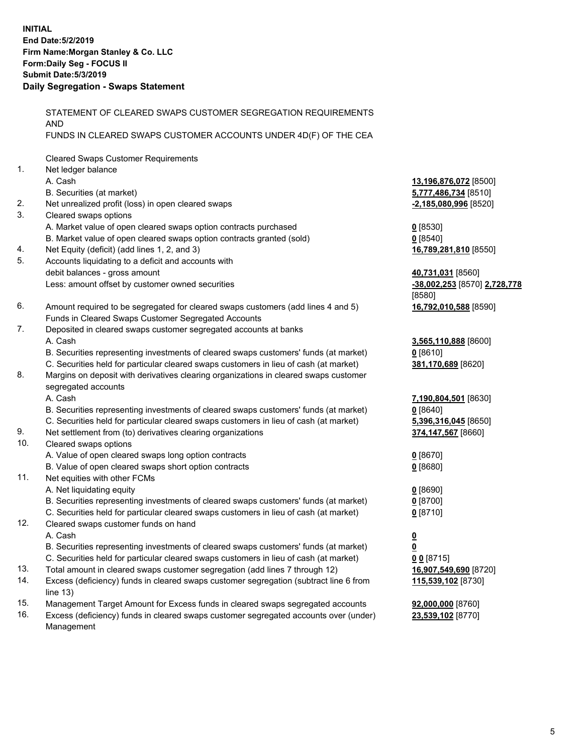**INITIAL**
**End Date:5/2/2019**
**Firm Name:Morgan Stanley & Co. LLC**
**Form:Daily Seg - FOCUS II**
**Submit Date:5/3/2019**
**Daily Segregation - Swaps Statement**

STATEMENT OF CLEARED SWAPS CUSTOMER SEGREGATION REQUIREMENTS AND FUNDS IN CLEARED SWAPS CUSTOMER ACCOUNTS UNDER 4D(F) OF THE CEA

| | | |
|---|---|---|
| | Cleared Swaps Customer Requirements | |
| 1. | Net ledger balance | |
| | A. Cash | **13,196,876,072** [8500] |
| | B. Securities (at market) | **5,777,486,734** [8510] |
| 2. | Net unrealized profit (loss) in open cleared swaps | **-2,185,080,996** [8520] |
| 3. | Cleared swaps options | |
| | A. Market value of open cleared swaps option contracts purchased | **0** [8530] |
| | B. Market value of open cleared swaps option contracts granted (sold) | **0** [8540] |
| 4. | Net Equity (deficit) (add lines 1, 2, and 3) | **16,789,281,810** [8550] |
| 5. | Accounts liquidating to a deficit and accounts with debit balances - gross amount | **40,731,031** [8560] |
| | Less: amount offset by customer owned securities | **-38,002,253** [8570] **2,728,778** [8580] |
| 6. | Amount required to be segregated for cleared swaps customers (add lines 4 and 5) | **16,792,010,588** [8590] |
| | Funds in Cleared Swaps Customer Segregated Accounts | |
| 7. | Deposited in cleared swaps customer segregated accounts at banks | |
| | A. Cash | **3,565,110,888** [8600] |
| | B. Securities representing investments of cleared swaps customers' funds (at market) | **0** [8610] |
| | C. Securities held for particular cleared swaps customers in lieu of cash (at market) | **381,170,689** [8620] |
| 8. | Margins on deposit with derivatives clearing organizations in cleared swaps customer segregated accounts | |
| | A. Cash | **7,190,804,501** [8630] |
| | B. Securities representing investments of cleared swaps customers' funds (at market) | **0** [8640] |
| | C. Securities held for particular cleared swaps customers in lieu of cash (at market) | **5,396,316,045** [8650] |
| 9. | Net settlement from (to) derivatives clearing organizations | **374,147,567** [8660] |
| 10. | Cleared swaps options | |
| | A. Value of open cleared swaps long option contracts | **0** [8670] |
| | B. Value of open cleared swaps short option contracts | **0** [8680] |
| 11. | Net equities with other FCMs | |
| | A. Net liquidating equity | **0** [8690] |
| | B. Securities representing investments of cleared swaps customers' funds (at market) | **0** [8700] |
| | C. Securities held for particular cleared swaps customers in lieu of cash (at market) | **0** [8710] |
| 12. | Cleared swaps customer funds on hand | |
| | A. Cash | **0** |
| | B. Securities representing investments of cleared swaps customers' funds (at market) | **0** |
| | C. Securities held for particular cleared swaps customers in lieu of cash (at market) | **0** **0** [8715] |
| 13. | Total amount in cleared swaps customer segregation (add lines 7 through 12) | **16,907,549,690** [8720] |
| 14. | Excess (deficiency) funds in cleared swaps customer segregation (subtract line 6 from line 13) | **115,539,102** [8730] |
| 15. | Management Target Amount for Excess funds in cleared swaps segregated accounts | **92,000,000** [8760] |
| 16. | Excess (deficiency) funds in cleared swaps customer segregated accounts over (under) Management | **23,539,102** [8770] |